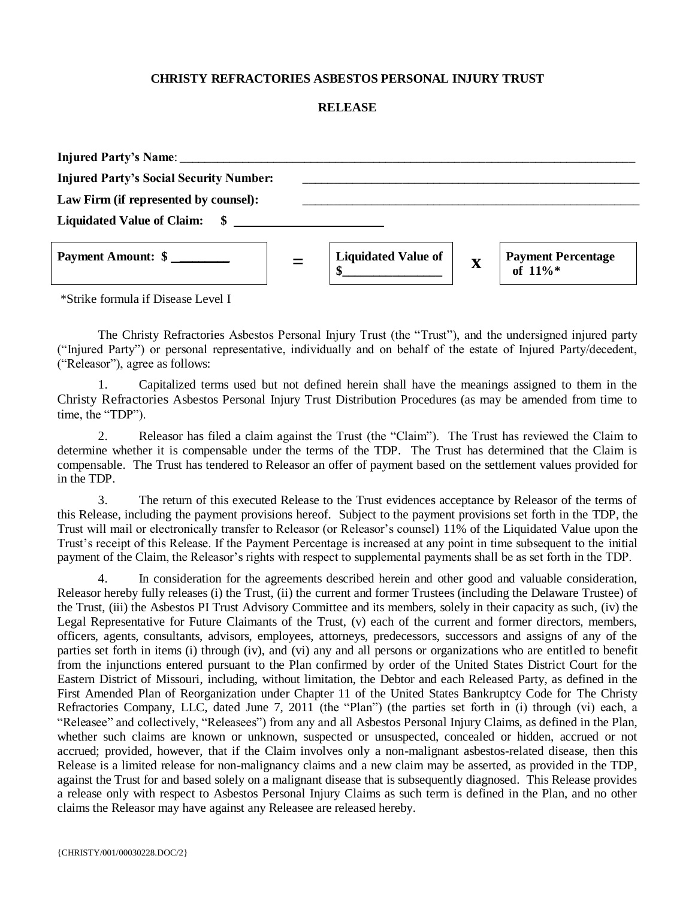**CHRISTY REFRACTORIES ASBESTOS PERSONAL INJURY TRUST**

**RELEASE**

**Injured Party's Name**: ___________________________________________________________________________

**Injured Party's Social Security Number:** _______________________________________________________

**Law Firm (if represented by counsel):** _______________________________________________________

**Liquidated Value of Claim: $** ______________________

| **Payment Amount: $** ________ | **=** | **Liquidated Value of $**_______________ | **X** | **Payment Percentage of 11%*** |
|---|---|---|---|---|

*Strike formula if Disease Level I

The Christy Refractories Asbestos Personal Injury Trust (the "Trust"), and the undersigned injured party ("Injured Party") or personal representative, individually and on behalf of the estate of Injured Party/decedent, ("Releasor"), agree as follows:

1. Capitalized terms used but not defined herein shall have the meanings assigned to them in the Christy Refractories Asbestos Personal Injury Trust Distribution Procedures (as may be amended from time to time, the "TDP").

2. Releasor has filed a claim against the Trust (the "Claim"). The Trust has reviewed the Claim to determine whether it is compensable under the terms of the TDP. The Trust has determined that the Claim is compensable. The Trust has tendered to Releasor an offer of payment based on the settlement values provided for in the TDP.

3. The return of this executed Release to the Trust evidences acceptance by Releasor of the terms of this Release, including the payment provisions hereof. Subject to the payment provisions set forth in the TDP, the Trust will mail or electronically transfer to Releasor (or Releasor's counsel) 11% of the Liquidated Value upon the Trust's receipt of this Release. If the Payment Percentage is increased at any point in time subsequent to the initial payment of the Claim, the Releasor's rights with respect to supplemental payments shall be as set forth in the TDP.

4. In consideration for the agreements described herein and other good and valuable consideration, Releasor hereby fully releases (i) the Trust, (ii) the current and former Trustees (including the Delaware Trustee) of the Trust, (iii) the Asbestos PI Trust Advisory Committee and its members, solely in their capacity as such, (iv) the Legal Representative for Future Claimants of the Trust, (v) each of the current and former directors, members, officers, agents, consultants, advisors, employees, attorneys, predecessors, successors and assigns of any of the parties set forth in items (i) through (iv), and (vi) any and all persons or organizations who are entitled to benefit from the injunctions entered pursuant to the Plan confirmed by order of the United States District Court for the Eastern District of Missouri, including, without limitation, the Debtor and each Released Party, as defined in the First Amended Plan of Reorganization under Chapter 11 of the United States Bankruptcy Code for The Christy Refractories Company, LLC, dated June 7, 2011 (the "Plan") (the parties set forth in (i) through (vi) each, a "Releasee" and collectively, "Releasees") from any and all Asbestos Personal Injury Claims, as defined in the Plan, whether such claims are known or unknown, suspected or unsuspected, concealed or hidden, accrued or not accrued; provided, however, that if the Claim involves only a non-malignant asbestos-related disease, then this Release is a limited release for non-malignancy claims and a new claim may be asserted, as provided in the TDP, against the Trust for and based solely on a malignant disease that is subsequently diagnosed. This Release provides a release only with respect to Asbestos Personal Injury Claims as such term is defined in the Plan, and no other claims the Releasor may have against any Releasee are released hereby.

{CHRISTY/001/00030228.DOC/2}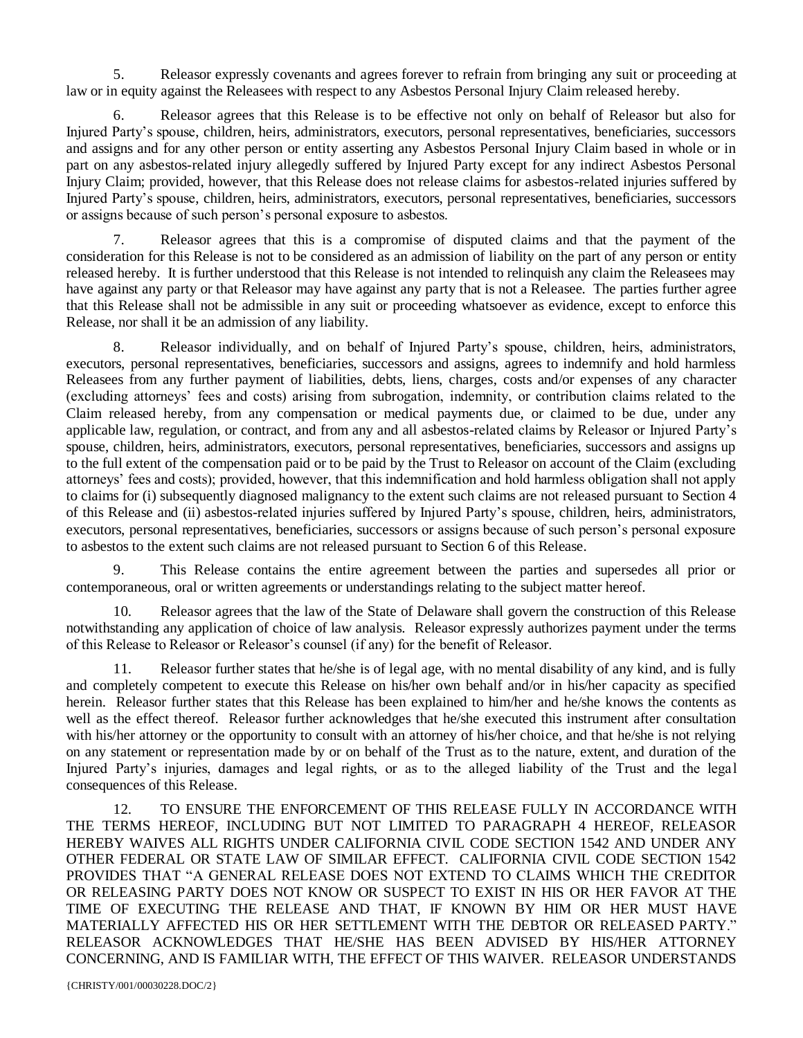5. Releasor expressly covenants and agrees forever to refrain from bringing any suit or proceeding at law or in equity against the Releasees with respect to any Asbestos Personal Injury Claim released hereby.

6. Releasor agrees that this Release is to be effective not only on behalf of Releasor but also for Injured Party's spouse, children, heirs, administrators, executors, personal representatives, beneficiaries, successors and assigns and for any other person or entity asserting any Asbestos Personal Injury Claim based in whole or in part on any asbestos-related injury allegedly suffered by Injured Party except for any indirect Asbestos Personal Injury Claim; provided, however, that this Release does not release claims for asbestos-related injuries suffered by Injured Party's spouse, children, heirs, administrators, executors, personal representatives, beneficiaries, successors or assigns because of such person's personal exposure to asbestos.

7. Releasor agrees that this is a compromise of disputed claims and that the payment of the consideration for this Release is not to be considered as an admission of liability on the part of any person or entity released hereby. It is further understood that this Release is not intended to relinquish any claim the Releasees may have against any party or that Releasor may have against any party that is not a Releasee. The parties further agree that this Release shall not be admissible in any suit or proceeding whatsoever as evidence, except to enforce this Release, nor shall it be an admission of any liability.

8. Releasor individually, and on behalf of Injured Party's spouse, children, heirs, administrators, executors, personal representatives, beneficiaries, successors and assigns, agrees to indemnify and hold harmless Releasees from any further payment of liabilities, debts, liens, charges, costs and/or expenses of any character (excluding attorneys' fees and costs) arising from subrogation, indemnity, or contribution claims related to the Claim released hereby, from any compensation or medical payments due, or claimed to be due, under any applicable law, regulation, or contract, and from any and all asbestos-related claims by Releasor or Injured Party's spouse, children, heirs, administrators, executors, personal representatives, beneficiaries, successors and assigns up to the full extent of the compensation paid or to be paid by the Trust to Releasor on account of the Claim (excluding attorneys' fees and costs); provided, however, that this indemnification and hold harmless obligation shall not apply to claims for (i) subsequently diagnosed malignancy to the extent such claims are not released pursuant to Section 4 of this Release and (ii) asbestos-related injuries suffered by Injured Party's spouse, children, heirs, administrators, executors, personal representatives, beneficiaries, successors or assigns because of such person's personal exposure to asbestos to the extent such claims are not released pursuant to Section 6 of this Release.

9. This Release contains the entire agreement between the parties and supersedes all prior or contemporaneous, oral or written agreements or understandings relating to the subject matter hereof.

10. Releasor agrees that the law of the State of Delaware shall govern the construction of this Release notwithstanding any application of choice of law analysis. Releasor expressly authorizes payment under the terms of this Release to Releasor or Releasor's counsel (if any) for the benefit of Releasor.

11. Releasor further states that he/she is of legal age, with no mental disability of any kind, and is fully and completely competent to execute this Release on his/her own behalf and/or in his/her capacity as specified herein. Releasor further states that this Release has been explained to him/her and he/she knows the contents as well as the effect thereof. Releasor further acknowledges that he/she executed this instrument after consultation with his/her attorney or the opportunity to consult with an attorney of his/her choice, and that he/she is not relying on any statement or representation made by or on behalf of the Trust as to the nature, extent, and duration of the Injured Party's injuries, damages and legal rights, or as to the alleged liability of the Trust and the legal consequences of this Release.

12. TO ENSURE THE ENFORCEMENT OF THIS RELEASE FULLY IN ACCORDANCE WITH THE TERMS HEREOF, INCLUDING BUT NOT LIMITED TO PARAGRAPH 4 HEREOF, RELEASOR HEREBY WAIVES ALL RIGHTS UNDER CALIFORNIA CIVIL CODE SECTION 1542 AND UNDER ANY OTHER FEDERAL OR STATE LAW OF SIMILAR EFFECT. CALIFORNIA CIVIL CODE SECTION 1542 PROVIDES THAT "A GENERAL RELEASE DOES NOT EXTEND TO CLAIMS WHICH THE CREDITOR OR RELEASING PARTY DOES NOT KNOW OR SUSPECT TO EXIST IN HIS OR HER FAVOR AT THE TIME OF EXECUTING THE RELEASE AND THAT, IF KNOWN BY HIM OR HER MUST HAVE MATERIALLY AFFECTED HIS OR HER SETTLEMENT WITH THE DEBTOR OR RELEASED PARTY." RELEASOR ACKNOWLEDGES THAT HE/SHE HAS BEEN ADVISED BY HIS/HER ATTORNEY CONCERNING, AND IS FAMILIAR WITH, THE EFFECT OF THIS WAIVER. RELEASOR UNDERSTANDS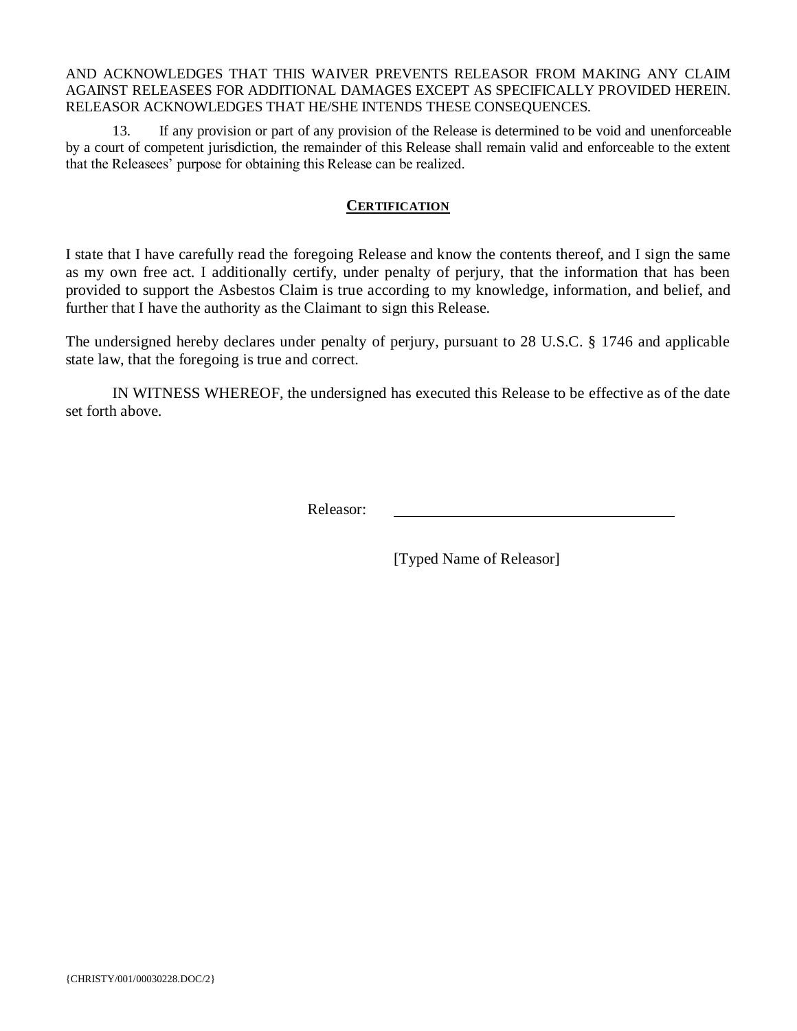AND ACKNOWLEDGES THAT THIS WAIVER PREVENTS RELEASOR FROM MAKING ANY CLAIM AGAINST RELEASEES FOR ADDITIONAL DAMAGES EXCEPT AS SPECIFICALLY PROVIDED HEREIN. RELEASOR ACKNOWLEDGES THAT HE/SHE INTENDS THESE CONSEQUENCES.

13. If any provision or part of any provision of the Release is determined to be void and unenforceable by a court of competent jurisdiction, the remainder of this Release shall remain valid and enforceable to the extent that the Releasees' purpose for obtaining this Release can be realized.

## **CERTIFICATION**

I state that I have carefully read the foregoing Release and know the contents thereof, and I sign the same as my own free act. I additionally certify, under penalty of perjury, that the information that has been provided to support the Asbestos Claim is true according to my knowledge, information, and belief, and further that I have the authority as the Claimant to sign this Release.

The undersigned hereby declares under penalty of perjury, pursuant to 28 U.S.C. § 1746 and applicable state law, that the foregoing is true and correct.

IN WITNESS WHEREOF, the undersigned has executed this Release to be effective as of the date set forth above.

Releasor: ______________________________

[Typed Name of Releasor]

{CHRISTY/001/00030228.DOC/2}